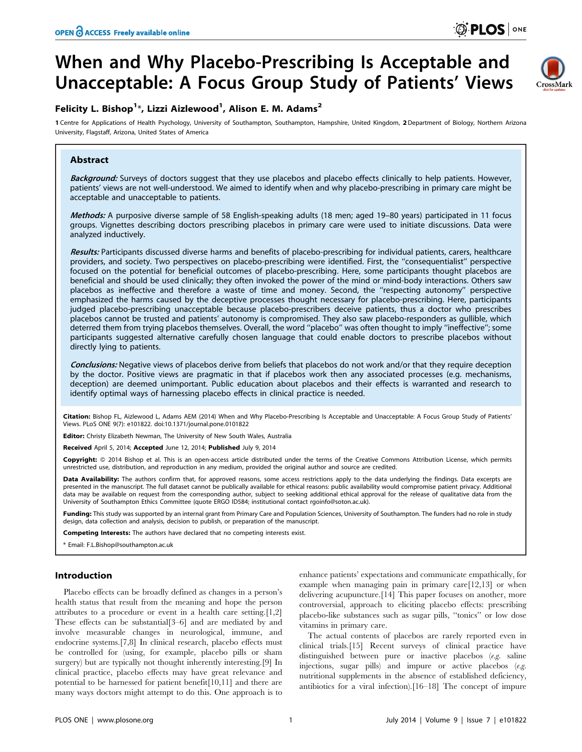# When and Why Placebo-Prescribing Is Acceptable and Unacceptable: A Focus Group Study of Patients' Views

# Felicity L. Bishop $^{1*}$ , Lizzi Aizlewood $^{1}$ , Alison E. M. Adams $^{2}$

1 Centre for Applications of Health Psychology, University of Southampton, Southampton, Hampshire, United Kingdom, 2 Department of Biology, Northern Arizona University, Flagstaff, Arizona, United States of America

# Abstract

Background: Surveys of doctors suggest that they use placebos and placebo effects clinically to help patients. However, patients' views are not well-understood. We aimed to identify when and why placebo-prescribing in primary care might be acceptable and unacceptable to patients.

Methods: A purposive diverse sample of 58 English-speaking adults (18 men; aged 19–80 years) participated in 11 focus groups. Vignettes describing doctors prescribing placebos in primary care were used to initiate discussions. Data were analyzed inductively.

Results: Participants discussed diverse harms and benefits of placebo-prescribing for individual patients, carers, healthcare providers, and society. Two perspectives on placebo-prescribing were identified. First, the ''consequentialist'' perspective focused on the potential for beneficial outcomes of placebo-prescribing. Here, some participants thought placebos are beneficial and should be used clinically; they often invoked the power of the mind or mind-body interactions. Others saw placebos as ineffective and therefore a waste of time and money. Second, the ''respecting autonomy'' perspective emphasized the harms caused by the deceptive processes thought necessary for placebo-prescribing. Here, participants judged placebo-prescribing unacceptable because placebo-prescribers deceive patients, thus a doctor who prescribes placebos cannot be trusted and patients' autonomy is compromised. They also saw placebo-responders as gullible, which deterred them from trying placebos themselves. Overall, the word ''placebo'' was often thought to imply ''ineffective''; some participants suggested alternative carefully chosen language that could enable doctors to prescribe placebos without directly lying to patients.

Conclusions: Negative views of placebos derive from beliefs that placebos do not work and/or that they require deception by the doctor. Positive views are pragmatic in that if placebos work then any associated processes (e.g. mechanisms, deception) are deemed unimportant. Public education about placebos and their effects is warranted and research to identify optimal ways of harnessing placebo effects in clinical practice is needed.

Citation: Bishop FL, Aizlewood L, Adams AEM (2014) When and Why Placebo-Prescribing Is Acceptable and Unacceptable: A Focus Group Study of Patients' Views. PLoS ONE 9(7): e101822. doi:10.1371/journal.pone.0101822

ditor: Christy Elizabeth Newman, The University of New South Wales, Australia

Received April 5, 2014; Accepted June 12, 2014; Published July 9, 2014

Copyright: © 2014 Bishop et al. This is an open-access article distributed under the terms of the [Creative Commons Attribution License](http://creativecommons.org/licenses/by/4.0/), which permits unrestricted use, distribution, and reproduction in any medium, provided the original author and source are credited.

Data Availability: The authors confirm that, for approved reasons, some access restrictions apply to the data underlying the findings. Data excerpts are presented in the manuscript. The full dataset cannot be publically available for ethical reasons: public availability would compromise patient privacy. Additional data may be available on request from the corresponding author, subject to seeking additional ethical approval for the release of qualitative data from the University of Southampton Ethics Committee (quote ERGO ID584; institutional contact<rgoinfo@soton.ac.uk>).

Funding: This study was supported by an internal grant from Primary Care and Population Sciences, University of Southampton. The funders had no role in study design, data collection and analysis, decision to publish, or preparation of the manuscript.

Competing Interests: The authors have declared that no competing interests exist.

\* Email: F.L.Bishop@southampton.ac.uk

#### Introduction

Placebo effects can be broadly defined as changes in a person's health status that result from the meaning and hope the person attributes to a procedure or event in a health care setting.[1,2] These effects can be substantial[3–6] and are mediated by and involve measurable changes in neurological, immune, and endocrine systems.[7,8] In clinical research, placebo effects must be controlled for (using, for example, placebo pills or sham surgery) but are typically not thought inherently interesting.[9] In clinical practice, placebo effects may have great relevance and potential to be harnessed for patient benefit[10,11] and there are many ways doctors might attempt to do this. One approach is to

enhance patients' expectations and communicate empathically, for example when managing pain in primary care[12,13] or when delivering acupuncture.[14] This paper focuses on another, more controversial, approach to eliciting placebo effects: prescribing placebo-like substances such as sugar pills, ''tonics'' or low dose vitamins in primary care.

The actual contents of placebos are rarely reported even in clinical trials.[15] Recent surveys of clinical practice have distinguished between pure or inactive placebos (e.g. saline injections, sugar pills) and impure or active placebos  $(e.g.,)$ nutritional supplements in the absence of established deficiency, antibiotics for a viral infection).[16–18] The concept of impure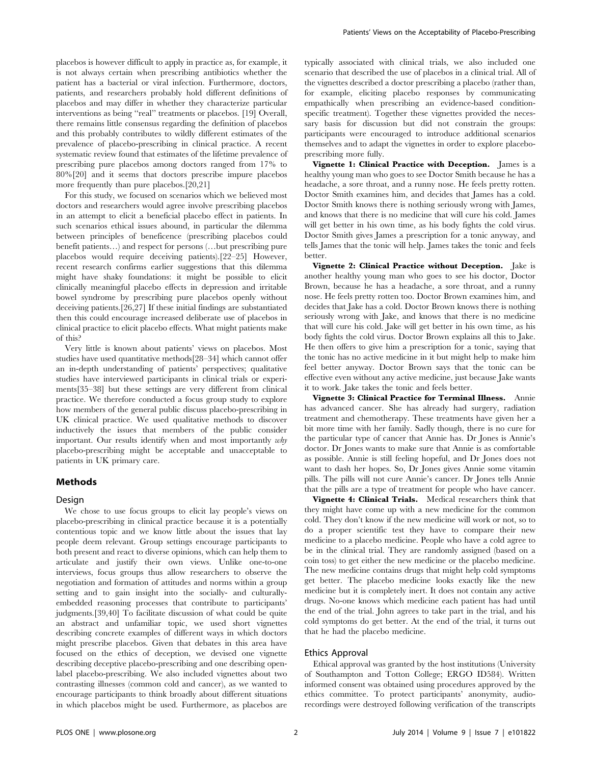placebos is however difficult to apply in practice as, for example, it is not always certain when prescribing antibiotics whether the patient has a bacterial or viral infection. Furthermore, doctors, patients, and researchers probably hold different definitions of placebos and may differ in whether they characterize particular interventions as being ''real'' treatments or placebos. [19] Overall, there remains little consensus regarding the definition of placebos and this probably contributes to wildly different estimates of the prevalence of placebo-prescribing in clinical practice. A recent systematic review found that estimates of the lifetime prevalence of prescribing pure placebos among doctors ranged from 17% to 80%[20] and it seems that doctors prescribe impure placebos more frequently than pure placebos.[20,21]

For this study, we focused on scenarios which we believed most doctors and researchers would agree involve prescribing placebos in an attempt to elicit a beneficial placebo effect in patients. In such scenarios ethical issues abound, in particular the dilemma between principles of beneficence (prescribing placebos could benefit patients…) and respect for persons (…but prescribing pure placebos would require deceiving patients).[22–25] However, recent research confirms earlier suggestions that this dilemma might have shaky foundations: it might be possible to elicit clinically meaningful placebo effects in depression and irritable bowel syndrome by prescribing pure placebos openly without deceiving patients.[26,27] If these initial findings are substantiated then this could encourage increased deliberate use of placebos in clinical practice to elicit placebo effects. What might patients make of this?

Very little is known about patients' views on placebos. Most studies have used quantitative methods[28–34] which cannot offer an in-depth understanding of patients' perspectives; qualitative studies have interviewed participants in clinical trials or experiments[35–38] but these settings are very different from clinical practice. We therefore conducted a focus group study to explore how members of the general public discuss placebo-prescribing in UK clinical practice. We used qualitative methods to discover inductively the issues that members of the public consider important. Our results identify when and most importantly why placebo-prescribing might be acceptable and unacceptable to patients in UK primary care.

#### Methods

#### Design

We chose to use focus groups to elicit lay people's views on placebo-prescribing in clinical practice because it is a potentially contentious topic and we know little about the issues that lay people deem relevant. Group settings encourage participants to both present and react to diverse opinions, which can help them to articulate and justify their own views. Unlike one-to-one interviews, focus groups thus allow researchers to observe the negotiation and formation of attitudes and norms within a group setting and to gain insight into the socially- and culturallyembedded reasoning processes that contribute to participants' judgments.[39,40] To facilitate discussion of what could be quite an abstract and unfamiliar topic, we used short vignettes describing concrete examples of different ways in which doctors might prescribe placebos. Given that debates in this area have focused on the ethics of deception, we devised one vignette describing deceptive placebo-prescribing and one describing openlabel placebo-prescribing. We also included vignettes about two contrasting illnesses (common cold and cancer), as we wanted to encourage participants to think broadly about different situations in which placebos might be used. Furthermore, as placebos are

typically associated with clinical trials, we also included one scenario that described the use of placebos in a clinical trial. All of the vignettes described a doctor prescribing a placebo (rather than, for example, eliciting placebo responses by communicating empathically when prescribing an evidence-based conditionspecific treatment). Together these vignettes provided the necessary basis for discussion but did not constrain the groups: participants were encouraged to introduce additional scenarios themselves and to adapt the vignettes in order to explore placeboprescribing more fully.

Vignette 1: Clinical Practice with Deception. James is a healthy young man who goes to see Doctor Smith because he has a headache, a sore throat, and a runny nose. He feels pretty rotten. Doctor Smith examines him, and decides that James has a cold. Doctor Smith knows there is nothing seriously wrong with James, and knows that there is no medicine that will cure his cold. James will get better in his own time, as his body fights the cold virus. Doctor Smith gives James a prescription for a tonic anyway, and tells James that the tonic will help. James takes the tonic and feels better.

Vignette 2: Clinical Practice without Deception. Jake is another healthy young man who goes to see his doctor, Doctor Brown, because he has a headache, a sore throat, and a runny nose. He feels pretty rotten too. Doctor Brown examines him, and decides that Jake has a cold. Doctor Brown knows there is nothing seriously wrong with Jake, and knows that there is no medicine that will cure his cold. Jake will get better in his own time, as his body fights the cold virus. Doctor Brown explains all this to Jake. He then offers to give him a prescription for a tonic, saying that the tonic has no active medicine in it but might help to make him feel better anyway. Doctor Brown says that the tonic can be effective even without any active medicine, just because Jake wants it to work. Jake takes the tonic and feels better.

Vignette 3: Clinical Practice for Terminal Illness. Annie has advanced cancer. She has already had surgery, radiation treatment and chemotherapy. These treatments have given her a bit more time with her family. Sadly though, there is no cure for the particular type of cancer that Annie has. Dr Jones is Annie's doctor. Dr Jones wants to make sure that Annie is as comfortable as possible. Annie is still feeling hopeful, and Dr Jones does not want to dash her hopes. So, Dr Jones gives Annie some vitamin pills. The pills will not cure Annie's cancer. Dr Jones tells Annie that the pills are a type of treatment for people who have cancer.

Vignette 4: Clinical Trials. Medical researchers think that they might have come up with a new medicine for the common cold. They don't know if the new medicine will work or not, so to do a proper scientific test they have to compare their new medicine to a placebo medicine. People who have a cold agree to be in the clinical trial. They are randomly assigned (based on a coin toss) to get either the new medicine or the placebo medicine. The new medicine contains drugs that might help cold symptoms get better. The placebo medicine looks exactly like the new medicine but it is completely inert. It does not contain any active drugs. No-one knows which medicine each patient has had until the end of the trial. John agrees to take part in the trial, and his cold symptoms do get better. At the end of the trial, it turns out that he had the placebo medicine.

#### Ethics Approval

Ethical approval was granted by the host institutions (University of Southampton and Totton College; ERGO ID584). Written informed consent was obtained using procedures approved by the ethics committee. To protect participants' anonymity, audiorecordings were destroyed following verification of the transcripts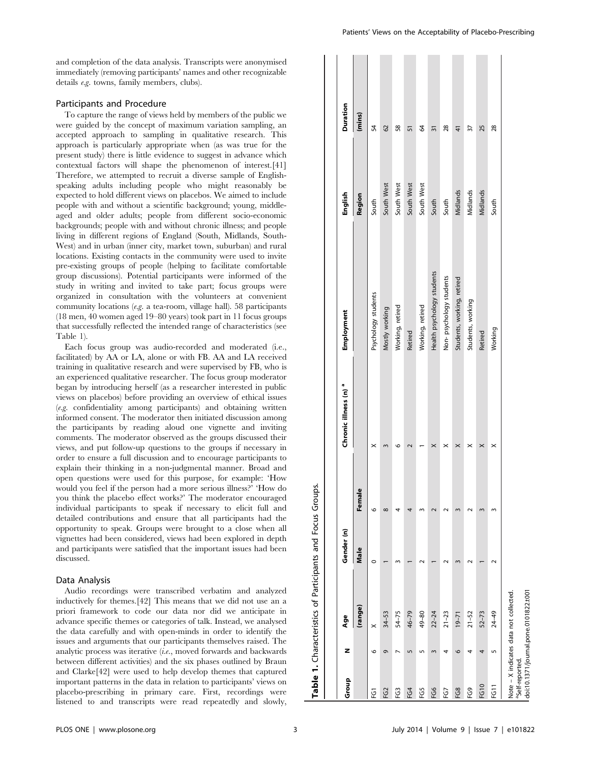and completion of the data analysis. Transcripts were anonymised immediately (removing participants' names and other recognizable details e.g. towns, family members, clubs).

## Participants and Procedure

To capture the range of views held by members of the public we were guided by the concept of maximum variation sampling, an accepted approach to sampling in qualitative research. This approach is particularly appropriate when (as was true for the present study) there is little evidence to suggest in advance which contextual factors will shape the phenomenon of interest.[41] Therefore, we attempted to recruit a diverse sample of Englishspeaking adults including people who might reasonably be expected to hold different views on placebos. We aimed to include people with and without a scientific background; young, middleaged and older adults; people from different socio-economic backgrounds; people with and without chronic illness; and people living in different regions of England (South, Midlands, South-West) and in urban (inner city, market town, suburban) and rural locations. Existing contacts in the community were used to invite pre-existing groups of people (helping to facilitate comfortable group discussions). Potential participants were informed of the study in writing and invited to take part; focus groups were organized in consultation with the volunteers at convenient community locations  $(e.g. a tea-room, village hall)$ . 58 participants (18 men, 40 women aged 19–80 years) took part in 11 focus groups that successfully reflected the intended range of characteristics (see Table 1).

Each focus group was audio-recorded and moderated (i.e., facilitated) by AA or LA, alone or with FB. AA and LA received training in qualitative research and were supervised by FB, who is an experienced qualitative researcher. The focus group moderator began by introducing herself (as a researcher interested in public views on placebos) before providing an overview of ethical issues (e.g. confidentiality among participants) and obtaining written informed consent. The moderator then initiated discussion among the participants by reading aloud one vignette and inviting comments. The moderator observed as the groups discussed their views, and put follow-up questions to the groups if necessary in order to ensure a full discussion and to encourage participants to explain their thinking in a non-judgmental manner. Broad and open questions were used for this purpose, for example: 'How would you feel if the person had a more serious illness?' 'How do you think the placebo effect works?' The moderator encouraged individual participants to speak if necessary to elicit full and detailed contributions and ensure that all participants had the opportunity to speak. Groups were brought to a close when all vignettes had been considered, views had been explored in depth and participants were satisfied that the important issues had been discussed.

#### Data Analysis

Audio recordings were transcribed verbatim and analyzed inductively for themes.[42] This means that we did not use an a priori framework to code our data nor did we anticipate in advance specific themes or categories of talk. Instead, we analysed the data carefully and with open-minds in order to identify the issues and arguments that our participants themselves raised. The analytic process was iterative (i.e., moved forwards and backwards between different activities) and the six phases outlined by Braun and Clarke[42] were used to help develop themes that captured important patterns in the data in relation to participants' views on placebo-prescribing in primary care. First, recordings were listened to and transcripts were read repeatedly and slowly,

| Group           | z | Age                                                                             | Gender (n) |          | Chronic illness (n) <sup>a</sup> | Employment                 | English    | Duration |
|-----------------|---|---------------------------------------------------------------------------------|------------|----------|----------------------------------|----------------------------|------------|----------|
|                 |   | (range)                                                                         | Male       | Female   |                                  |                            | Region     | (mins)   |
| ē               | ৩ | ×                                                                               | $\circ$    | ৩        | ×                                | Psychology students        | South      | 54       |
| FG2             | o | $34 - 53$                                                                       |            | $\infty$ |                                  | Mostly working             | South West | 62       |
| G               |   | $54 - 75$                                                                       |            |          | ء                                | Working, retired           | South West | 58       |
| FG4             |   | $46 - 79$                                                                       |            |          |                                  | Retired                    | South West | 51       |
| FG5             |   | 49-80                                                                           |            |          |                                  | Working, retired           | South West | Z        |
| FG6             |   | $22 - 24$                                                                       |            |          | ×                                | Health psychology students | South      | 31       |
| FG7             |   | $21 - 23$                                                                       |            |          |                                  | Non-psychology students    | South      | 28       |
| FG8             | G | $19 - 71$                                                                       |            |          | ×                                | Students, working, retired | Midlands   | 41       |
| FG9             |   | $21 - 52$                                                                       |            |          | ×                                | Students, working          | Midlands   | 37       |
| FG10            |   | $52 - 73$                                                                       |            |          | ×                                | Retired                    | Midlands   | 25       |
| FG11            | 5 | $24 - 49$                                                                       |            |          | $\boldsymbol{\times}$            | Working                    | South      | 28       |
| aSelf-reported. |   | doi:10.1371/journal.pone.0101822.t001<br>Note - X indicates data not collected. |            |          |                                  |                            |            |          |

Table 1. Characteristics of Participants and Focus Groups.

Table 1. Characteristics of Participants and Focus Groups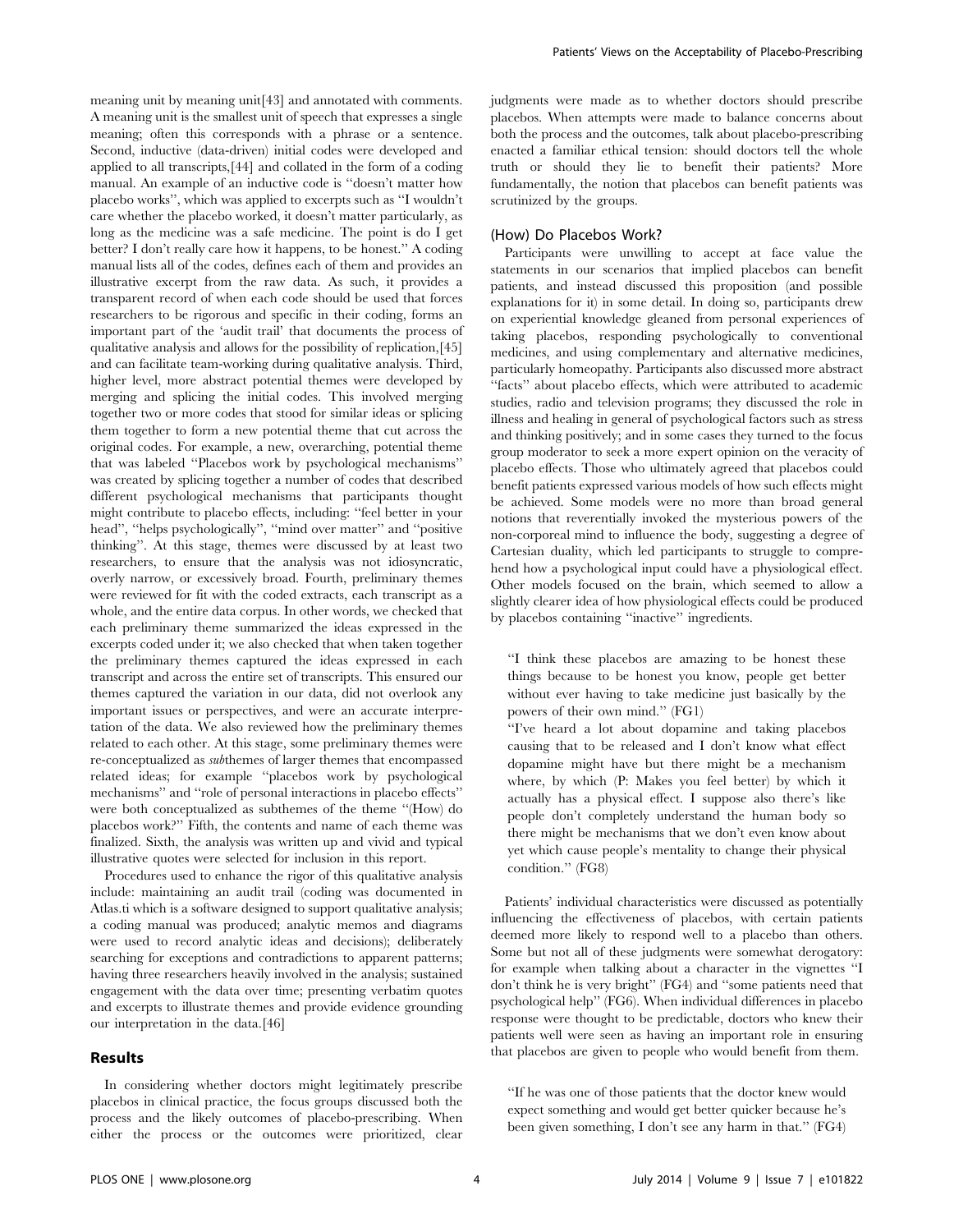meaning unit by meaning unit[43] and annotated with comments. A meaning unit is the smallest unit of speech that expresses a single meaning; often this corresponds with a phrase or a sentence. Second, inductive (data-driven) initial codes were developed and applied to all transcripts,[44] and collated in the form of a coding manual. An example of an inductive code is ''doesn't matter how placebo works'', which was applied to excerpts such as ''I wouldn't care whether the placebo worked, it doesn't matter particularly, as long as the medicine was a safe medicine. The point is do I get better? I don't really care how it happens, to be honest.'' A coding manual lists all of the codes, defines each of them and provides an illustrative excerpt from the raw data. As such, it provides a transparent record of when each code should be used that forces researchers to be rigorous and specific in their coding, forms an important part of the 'audit trail' that documents the process of qualitative analysis and allows for the possibility of replication,[45] and can facilitate team-working during qualitative analysis. Third, higher level, more abstract potential themes were developed by merging and splicing the initial codes. This involved merging together two or more codes that stood for similar ideas or splicing them together to form a new potential theme that cut across the original codes. For example, a new, overarching, potential theme that was labeled ''Placebos work by psychological mechanisms'' was created by splicing together a number of codes that described different psychological mechanisms that participants thought might contribute to placebo effects, including: ''feel better in your head", "helps psychologically", "mind over matter" and "positive thinking''. At this stage, themes were discussed by at least two researchers, to ensure that the analysis was not idiosyncratic, overly narrow, or excessively broad. Fourth, preliminary themes were reviewed for fit with the coded extracts, each transcript as a whole, and the entire data corpus. In other words, we checked that each preliminary theme summarized the ideas expressed in the excerpts coded under it; we also checked that when taken together the preliminary themes captured the ideas expressed in each transcript and across the entire set of transcripts. This ensured our themes captured the variation in our data, did not overlook any important issues or perspectives, and were an accurate interpretation of the data. We also reviewed how the preliminary themes related to each other. At this stage, some preliminary themes were re-conceptualized as subthemes of larger themes that encompassed related ideas; for example ''placebos work by psychological mechanisms'' and ''role of personal interactions in placebo effects'' were both conceptualized as subthemes of the theme ''(How) do placebos work?'' Fifth, the contents and name of each theme was finalized. Sixth, the analysis was written up and vivid and typical illustrative quotes were selected for inclusion in this report.

Procedures used to enhance the rigor of this qualitative analysis include: maintaining an audit trail (coding was documented in Atlas.ti which is a software designed to support qualitative analysis; a coding manual was produced; analytic memos and diagrams were used to record analytic ideas and decisions); deliberately searching for exceptions and contradictions to apparent patterns; having three researchers heavily involved in the analysis; sustained engagement with the data over time; presenting verbatim quotes and excerpts to illustrate themes and provide evidence grounding our interpretation in the data.[46]

#### Results

In considering whether doctors might legitimately prescribe placebos in clinical practice, the focus groups discussed both the process and the likely outcomes of placebo-prescribing. When either the process or the outcomes were prioritized, clear judgments were made as to whether doctors should prescribe placebos. When attempts were made to balance concerns about both the process and the outcomes, talk about placebo-prescribing enacted a familiar ethical tension: should doctors tell the whole truth or should they lie to benefit their patients? More fundamentally, the notion that placebos can benefit patients was scrutinized by the groups.

#### (How) Do Placebos Work?

Participants were unwilling to accept at face value the statements in our scenarios that implied placebos can benefit patients, and instead discussed this proposition (and possible explanations for it) in some detail. In doing so, participants drew on experiential knowledge gleaned from personal experiences of taking placebos, responding psychologically to conventional medicines, and using complementary and alternative medicines, particularly homeopathy. Participants also discussed more abstract ''facts'' about placebo effects, which were attributed to academic studies, radio and television programs; they discussed the role in illness and healing in general of psychological factors such as stress and thinking positively; and in some cases they turned to the focus group moderator to seek a more expert opinion on the veracity of placebo effects. Those who ultimately agreed that placebos could benefit patients expressed various models of how such effects might be achieved. Some models were no more than broad general notions that reverentially invoked the mysterious powers of the non-corporeal mind to influence the body, suggesting a degree of Cartesian duality, which led participants to struggle to comprehend how a psychological input could have a physiological effect. Other models focused on the brain, which seemed to allow a slightly clearer idea of how physiological effects could be produced by placebos containing ''inactive'' ingredients.

''I think these placebos are amazing to be honest these things because to be honest you know, people get better without ever having to take medicine just basically by the powers of their own mind.'' (FG1)

''I've heard a lot about dopamine and taking placebos causing that to be released and I don't know what effect dopamine might have but there might be a mechanism where, by which (P: Makes you feel better) by which it actually has a physical effect. I suppose also there's like people don't completely understand the human body so there might be mechanisms that we don't even know about yet which cause people's mentality to change their physical condition.'' (FG8)

Patients' individual characteristics were discussed as potentially influencing the effectiveness of placebos, with certain patients deemed more likely to respond well to a placebo than others. Some but not all of these judgments were somewhat derogatory: for example when talking about a character in the vignettes ''I don't think he is very bright'' (FG4) and ''some patients need that psychological help'' (FG6). When individual differences in placebo response were thought to be predictable, doctors who knew their patients well were seen as having an important role in ensuring that placebos are given to people who would benefit from them.

''If he was one of those patients that the doctor knew would expect something and would get better quicker because he's been given something, I don't see any harm in that.'' (FG4)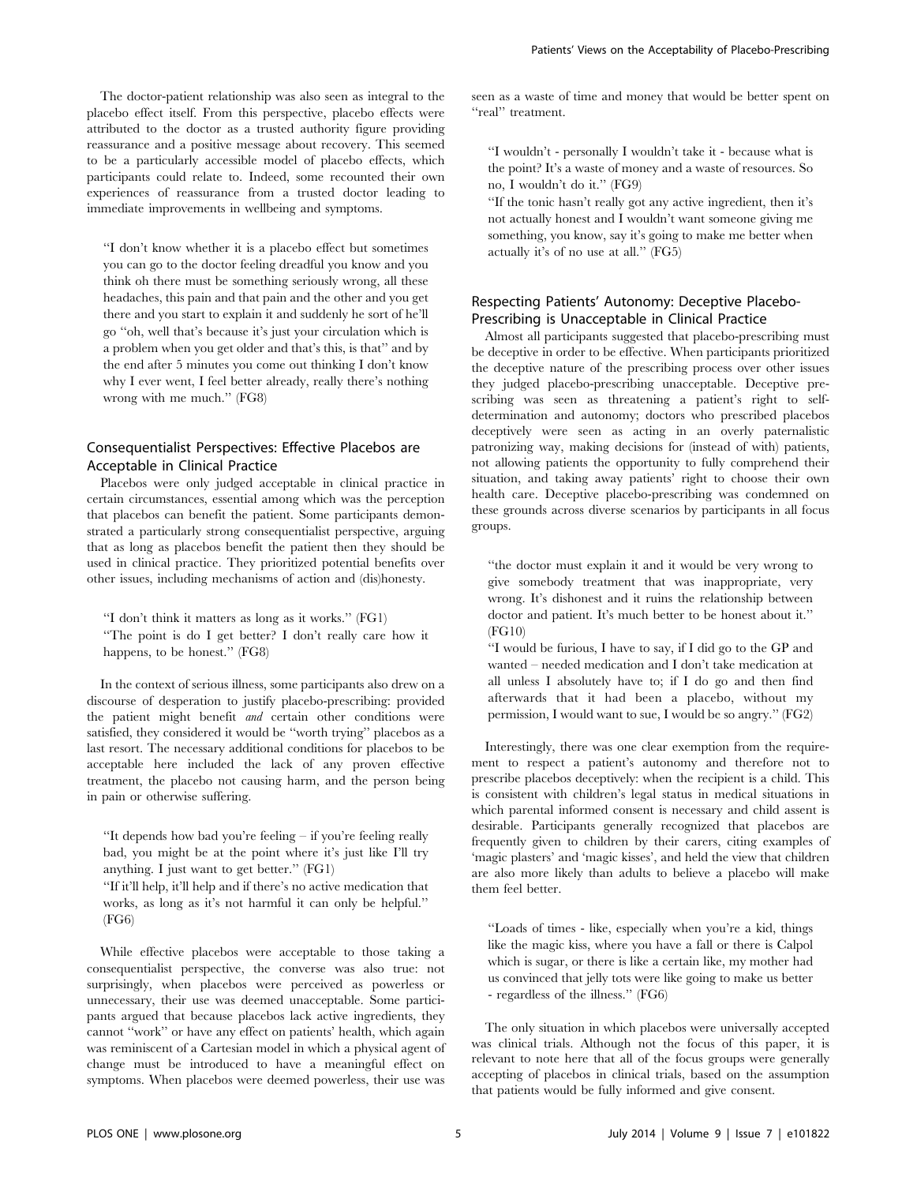The doctor-patient relationship was also seen as integral to the placebo effect itself. From this perspective, placebo effects were attributed to the doctor as a trusted authority figure providing reassurance and a positive message about recovery. This seemed to be a particularly accessible model of placebo effects, which participants could relate to. Indeed, some recounted their own experiences of reassurance from a trusted doctor leading to immediate improvements in wellbeing and symptoms.

''I don't know whether it is a placebo effect but sometimes you can go to the doctor feeling dreadful you know and you think oh there must be something seriously wrong, all these headaches, this pain and that pain and the other and you get there and you start to explain it and suddenly he sort of he'll go ''oh, well that's because it's just your circulation which is a problem when you get older and that's this, is that'' and by the end after 5 minutes you come out thinking I don't know why I ever went, I feel better already, really there's nothing wrong with me much.'' (FG8)

# Consequentialist Perspectives: Effective Placebos are Acceptable in Clinical Practice

Placebos were only judged acceptable in clinical practice in certain circumstances, essential among which was the perception that placebos can benefit the patient. Some participants demonstrated a particularly strong consequentialist perspective, arguing that as long as placebos benefit the patient then they should be used in clinical practice. They prioritized potential benefits over other issues, including mechanisms of action and (dis)honesty.

''I don't think it matters as long as it works.'' (FG1) ''The point is do I get better? I don't really care how it happens, to be honest.'' (FG8)

In the context of serious illness, some participants also drew on a discourse of desperation to justify placebo-prescribing: provided the patient might benefit and certain other conditions were satisfied, they considered it would be ''worth trying'' placebos as a last resort. The necessary additional conditions for placebos to be acceptable here included the lack of any proven effective treatment, the placebo not causing harm, and the person being in pain or otherwise suffering.

''It depends how bad you're feeling – if you're feeling really bad, you might be at the point where it's just like I'll try anything. I just want to get better.'' (FG1)

''If it'll help, it'll help and if there's no active medication that works, as long as it's not harmful it can only be helpful.'' (FG6)

While effective placebos were acceptable to those taking a consequentialist perspective, the converse was also true: not surprisingly, when placebos were perceived as powerless or unnecessary, their use was deemed unacceptable. Some participants argued that because placebos lack active ingredients, they cannot ''work'' or have any effect on patients' health, which again was reminiscent of a Cartesian model in which a physical agent of change must be introduced to have a meaningful effect on symptoms. When placebos were deemed powerless, their use was

seen as a waste of time and money that would be better spent on "real" treatment.

''I wouldn't - personally I wouldn't take it - because what is the point? It's a waste of money and a waste of resources. So no, I wouldn't do it.'' (FG9)

''If the tonic hasn't really got any active ingredient, then it's not actually honest and I wouldn't want someone giving me something, you know, say it's going to make me better when actually it's of no use at all.'' (FG5)

# Respecting Patients' Autonomy: Deceptive Placebo-Prescribing is Unacceptable in Clinical Practice

Almost all participants suggested that placebo-prescribing must be deceptive in order to be effective. When participants prioritized the deceptive nature of the prescribing process over other issues they judged placebo-prescribing unacceptable. Deceptive prescribing was seen as threatening a patient's right to selfdetermination and autonomy; doctors who prescribed placebos deceptively were seen as acting in an overly paternalistic patronizing way, making decisions for (instead of with) patients, not allowing patients the opportunity to fully comprehend their situation, and taking away patients' right to choose their own health care. Deceptive placebo-prescribing was condemned on these grounds across diverse scenarios by participants in all focus groups.

''the doctor must explain it and it would be very wrong to give somebody treatment that was inappropriate, very wrong. It's dishonest and it ruins the relationship between doctor and patient. It's much better to be honest about it.'' (FG10)

''I would be furious, I have to say, if I did go to the GP and wanted – needed medication and I don't take medication at all unless I absolutely have to; if I do go and then find afterwards that it had been a placebo, without my permission, I would want to sue, I would be so angry.'' (FG2)

Interestingly, there was one clear exemption from the requirement to respect a patient's autonomy and therefore not to prescribe placebos deceptively: when the recipient is a child. This is consistent with children's legal status in medical situations in which parental informed consent is necessary and child assent is desirable. Participants generally recognized that placebos are frequently given to children by their carers, citing examples of 'magic plasters' and 'magic kisses', and held the view that children are also more likely than adults to believe a placebo will make them feel better.

''Loads of times - like, especially when you're a kid, things like the magic kiss, where you have a fall or there is Calpol which is sugar, or there is like a certain like, my mother had us convinced that jelly tots were like going to make us better - regardless of the illness.'' (FG6)

The only situation in which placebos were universally accepted was clinical trials. Although not the focus of this paper, it is relevant to note here that all of the focus groups were generally accepting of placebos in clinical trials, based on the assumption that patients would be fully informed and give consent.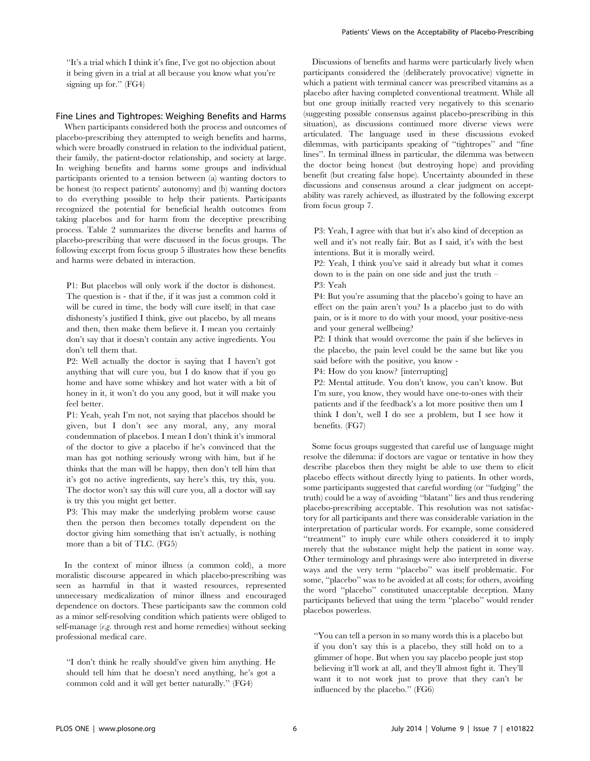''It's a trial which I think it's fine, I've got no objection about it being given in a trial at all because you know what you're signing up for." (FG4)

#### Fine Lines and Tightropes: Weighing Benefits and Harms

When participants considered both the process and outcomes of placebo-prescribing they attempted to weigh benefits and harms, which were broadly construed in relation to the individual patient, their family, the patient-doctor relationship, and society at large. In weighing benefits and harms some groups and individual participants oriented to a tension between (a) wanting doctors to be honest (to respect patients' autonomy) and (b) wanting doctors to do everything possible to help their patients. Participants recognized the potential for beneficial health outcomes from taking placebos and for harm from the deceptive prescribing process. Table 2 summarizes the diverse benefits and harms of placebo-prescribing that were discussed in the focus groups. The following excerpt from focus group 5 illustrates how these benefits and harms were debated in interaction.

P1: But placebos will only work if the doctor is dishonest. The question is - that if the, if it was just a common cold it will be cured in time, the body will cure itself; in that case dishonesty's justified I think, give out placebo, by all means and then, then make them believe it. I mean you certainly don't say that it doesn't contain any active ingredients. You don't tell them that.

P2: Well actually the doctor is saying that I haven't got anything that will cure you, but I do know that if you go home and have some whiskey and hot water with a bit of honey in it, it won't do you any good, but it will make you feel better.

P1: Yeah, yeah I'm not, not saying that placebos should be given, but I don't see any moral, any, any moral condemnation of placebos. I mean I don't think it's immoral of the doctor to give a placebo if he's convinced that the man has got nothing seriously wrong with him, but if he thinks that the man will be happy, then don't tell him that it's got no active ingredients, say here's this, try this, you. The doctor won't say this will cure you, all a doctor will say is try this you might get better.

P3: This may make the underlying problem worse cause then the person then becomes totally dependent on the doctor giving him something that isn't actually, is nothing more than a bit of TLC. (FG5)

In the context of minor illness (a common cold), a more moralistic discourse appeared in which placebo-prescribing was seen as harmful in that it wasted resources, represented unnecessary medicalization of minor illness and encouraged dependence on doctors. These participants saw the common cold as a minor self-resolving condition which patients were obliged to self-manage (e.g. through rest and home remedies) without seeking professional medical care.

''I don't think he really should've given him anything. He should tell him that he doesn't need anything, he's got a common cold and it will get better naturally.'' (FG4)

Discussions of benefits and harms were particularly lively when participants considered the (deliberately provocative) vignette in which a patient with terminal cancer was prescribed vitamins as a placebo after having completed conventional treatment. While all but one group initially reacted very negatively to this scenario (suggesting possible consensus against placebo-prescribing in this situation), as discussions continued more diverse views were articulated. The language used in these discussions evoked dilemmas, with participants speaking of ''tightropes'' and ''fine lines''. In terminal illness in particular, the dilemma was between the doctor being honest (but destroying hope) and providing benefit (but creating false hope). Uncertainty abounded in these discussions and consensus around a clear judgment on acceptability was rarely achieved, as illustrated by the following excerpt from focus group 7.

P3: Yeah, I agree with that but it's also kind of deception as well and it's not really fair. But as I said, it's with the best intentions. But it is morally weird.

P2: Yeah, I think you've said it already but what it comes down to is the pain on one side and just the truth – P3: Yeah

P4: But you're assuming that the placebo's going to have an effect on the pain aren't you? Is a placebo just to do with pain, or is it more to do with your mood, your positive-ness and your general wellbeing?

P2: I think that would overcome the pain if she believes in the placebo, the pain level could be the same but like you said before with the positive, you know -

P4: How do you know? [interrupting]

P2: Mental attitude. You don't know, you can't know. But I'm sure, you know, they would have one-to-ones with their patients and if the feedback's a lot more positive then um I think I don't, well I do see a problem, but I see how it benefits. (FG7)

Some focus groups suggested that careful use of language might resolve the dilemma: if doctors are vague or tentative in how they describe placebos then they might be able to use them to elicit placebo effects without directly lying to patients. In other words, some participants suggested that careful wording (or ''fudging'' the truth) could be a way of avoiding ''blatant'' lies and thus rendering placebo-prescribing acceptable. This resolution was not satisfactory for all participants and there was considerable variation in the interpretation of particular words. For example, some considered "treatment" to imply cure while others considered it to imply merely that the substance might help the patient in some way. Other terminology and phrasings were also interpreted in diverse ways and the very term ''placebo'' was itself problematic. For some, ''placebo'' was to be avoided at all costs; for others, avoiding the word ''placebo'' constituted unacceptable deception. Many participants believed that using the term ''placebo'' would render placebos powerless.

''You can tell a person in so many words this is a placebo but if you don't say this is a placebo, they still hold on to a glimmer of hope. But when you say placebo people just stop believing it'll work at all, and they'll almost fight it. They'll want it to not work just to prove that they can't be influenced by the placebo.'' (FG6)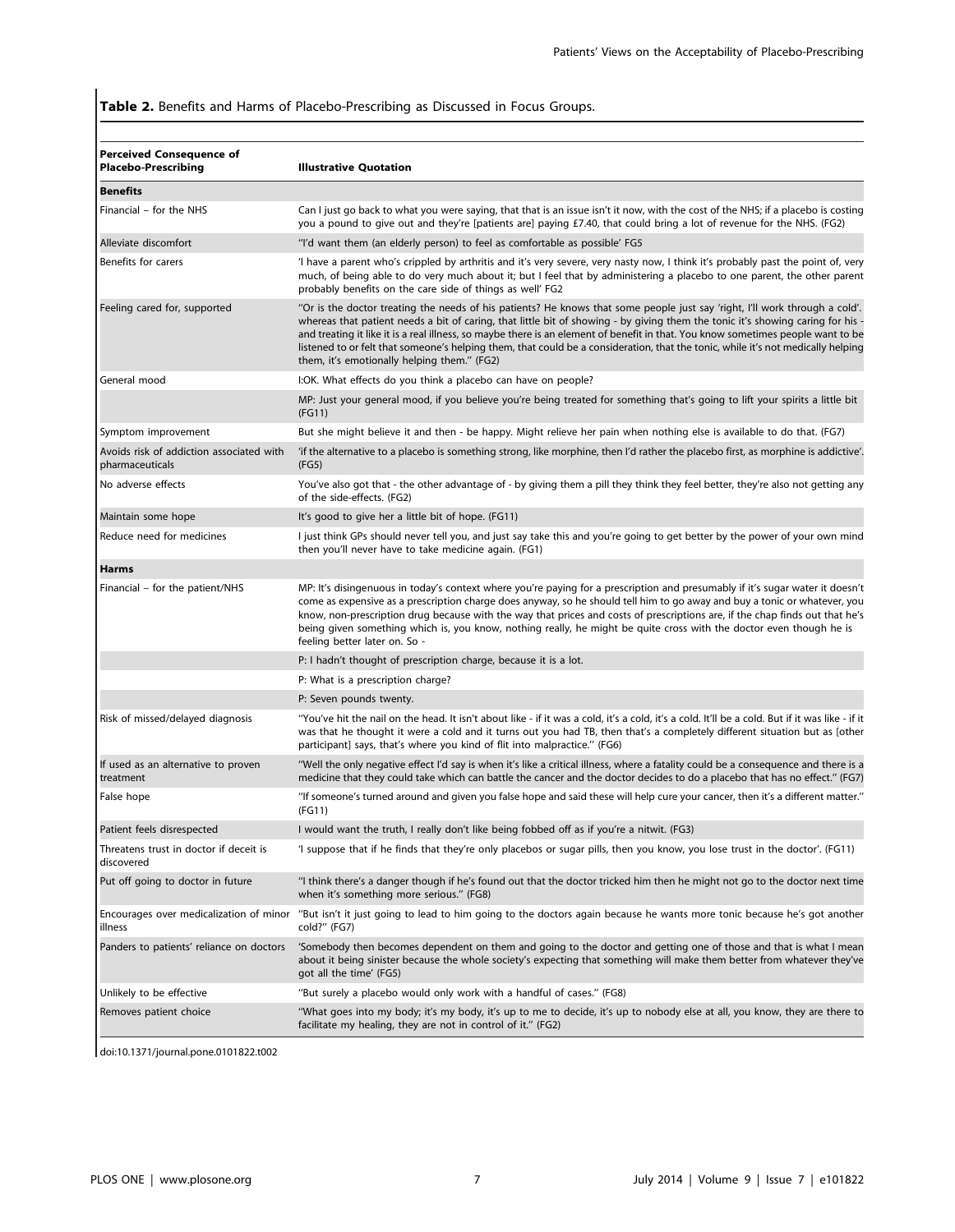# Table 2. Benefits and Harms of Placebo-Prescribing as Discussed in Focus Groups.

| <b>Perceived Consequence of</b><br><b>Placebo-Prescribing</b> | <b>Illustrative Quotation</b>                                                                                                                                                                                                                                                                                                                                                                                                                                                                                                                                                       |
|---------------------------------------------------------------|-------------------------------------------------------------------------------------------------------------------------------------------------------------------------------------------------------------------------------------------------------------------------------------------------------------------------------------------------------------------------------------------------------------------------------------------------------------------------------------------------------------------------------------------------------------------------------------|
| <b>Benefits</b>                                               |                                                                                                                                                                                                                                                                                                                                                                                                                                                                                                                                                                                     |
| Financial – for the NHS                                       | Can I just go back to what you were saying, that that is an issue isn't it now, with the cost of the NHS; if a placebo is costing<br>you a pound to give out and they're [patients are] paying £7.40, that could bring a lot of revenue for the NHS. (FG2)                                                                                                                                                                                                                                                                                                                          |
| Alleviate discomfort                                          | "I'd want them (an elderly person) to feel as comfortable as possible' FG5                                                                                                                                                                                                                                                                                                                                                                                                                                                                                                          |
| Benefits for carers                                           | 'l have a parent who's crippled by arthritis and it's very severe, very nasty now, I think it's probably past the point of, very<br>much, of being able to do very much about it; but I feel that by administering a placebo to one parent, the other parent<br>probably benefits on the care side of things as well' FG2                                                                                                                                                                                                                                                           |
| Feeling cared for, supported                                  | "Or is the doctor treating the needs of his patients? He knows that some people just say 'right, I'll work through a cold'.<br>whereas that patient needs a bit of caring, that little bit of showing - by giving them the tonic it's showing caring for his<br>and treating it like it is a real illness, so maybe there is an element of benefit in that. You know sometimes people want to be<br>listened to or felt that someone's helping them, that could be a consideration, that the tonic, while it's not medically helping<br>them, it's emotionally helping them." (FG2) |
| General mood                                                  | I:OK. What effects do you think a placebo can have on people?                                                                                                                                                                                                                                                                                                                                                                                                                                                                                                                       |
|                                                               | MP: Just your general mood, if you believe you're being treated for something that's going to lift your spirits a little bit<br>(FG11)                                                                                                                                                                                                                                                                                                                                                                                                                                              |
| Symptom improvement                                           | But she might believe it and then - be happy. Might relieve her pain when nothing else is available to do that. (FG7)                                                                                                                                                                                                                                                                                                                                                                                                                                                               |
| Avoids risk of addiction associated with<br>pharmaceuticals   | 'if the alternative to a placebo is something strong, like morphine, then I'd rather the placebo first, as morphine is addictive'.<br>(FG5)                                                                                                                                                                                                                                                                                                                                                                                                                                         |
| No adverse effects                                            | You've also got that - the other advantage of - by giving them a pill they think they feel better, they're also not getting any<br>of the side-effects. (FG2)                                                                                                                                                                                                                                                                                                                                                                                                                       |
| Maintain some hope                                            | It's good to give her a little bit of hope. (FG11)                                                                                                                                                                                                                                                                                                                                                                                                                                                                                                                                  |
| Reduce need for medicines                                     | I just think GPs should never tell you, and just say take this and you're going to get better by the power of your own mind<br>then you'll never have to take medicine again. (FG1)                                                                                                                                                                                                                                                                                                                                                                                                 |
| <b>Harms</b>                                                  |                                                                                                                                                                                                                                                                                                                                                                                                                                                                                                                                                                                     |
| Financial – for the patient/NHS                               | MP: It's disingenuous in today's context where you're paying for a prescription and presumably if it's sugar water it doesn't<br>come as expensive as a prescription charge does anyway, so he should tell him to go away and buy a tonic or whatever, you<br>know, non-prescription drug because with the way that prices and costs of prescriptions are, if the chap finds out that he's<br>being given something which is, you know, nothing really, he might be quite cross with the doctor even though he is<br>feeling better later on. So -                                  |
|                                                               | P: I hadn't thought of prescription charge, because it is a lot.                                                                                                                                                                                                                                                                                                                                                                                                                                                                                                                    |
|                                                               | P: What is a prescription charge?                                                                                                                                                                                                                                                                                                                                                                                                                                                                                                                                                   |
|                                                               | P: Seven pounds twenty.                                                                                                                                                                                                                                                                                                                                                                                                                                                                                                                                                             |
| Risk of missed/delayed diagnosis                              | "You've hit the nail on the head. It isn't about like - if it was a cold, it's a cold, it's a cold. It'll be a cold. But if it was like - if it<br>was that he thought it were a cold and it turns out you had TB, then that's a completely different situation but as [other<br>participant] says, that's where you kind of flit into malpractice." (FG6)                                                                                                                                                                                                                          |
| If used as an alternative to proven<br>treatment              | "Well the only negative effect I'd say is when it's like a critical illness, where a fatality could be a consequence and there is a<br>medicine that they could take which can battle the cancer and the doctor decides to do a placebo that has no effect." (FG7)                                                                                                                                                                                                                                                                                                                  |
| False hope                                                    | "If someone's turned around and given you false hope and said these will help cure your cancer, then it's a different matter."<br>(FG11)                                                                                                                                                                                                                                                                                                                                                                                                                                            |
| Patient feels disrespected                                    | I would want the truth, I really don't like being fobbed off as if you're a nitwit. (FG3)                                                                                                                                                                                                                                                                                                                                                                                                                                                                                           |
| Threatens trust in doctor if deceit is<br>discovered          | 'l suppose that if he finds that they're only placebos or sugar pills, then you know, you lose trust in the doctor'. (FG11)                                                                                                                                                                                                                                                                                                                                                                                                                                                         |
| Put off going to doctor in future                             | "I think there's a danger though if he's found out that the doctor tricked him then he might not go to the doctor next time<br>when it's something more serious." (FG8)                                                                                                                                                                                                                                                                                                                                                                                                             |
| Encourages over medicalization of minor<br>illness            | "But isn't it just going to lead to him going to the doctors again because he wants more tonic because he's got another<br>cold?" (FG7)                                                                                                                                                                                                                                                                                                                                                                                                                                             |
| Panders to patients' reliance on doctors                      | 'Somebody then becomes dependent on them and going to the doctor and getting one of those and that is what I mean<br>about it being sinister because the whole society's expecting that something will make them better from whatever they've<br>got all the time' (FG5)                                                                                                                                                                                                                                                                                                            |
| Unlikely to be effective                                      | "But surely a placebo would only work with a handful of cases." (FG8)                                                                                                                                                                                                                                                                                                                                                                                                                                                                                                               |
| Removes patient choice                                        | "What goes into my body; it's my body, it's up to me to decide, it's up to nobody else at all, you know, they are there to<br>facilitate my healing, they are not in control of it." (FG2)                                                                                                                                                                                                                                                                                                                                                                                          |

doi:10.1371/journal.pone.0101822.t002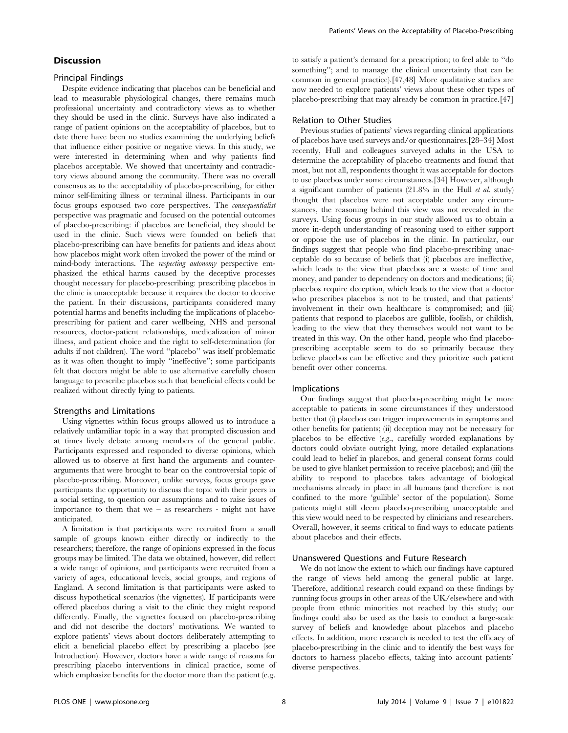#### Discussion

#### Principal Findings

Despite evidence indicating that placebos can be beneficial and lead to measurable physiological changes, there remains much professional uncertainty and contradictory views as to whether they should be used in the clinic. Surveys have also indicated a range of patient opinions on the acceptability of placebos, but to date there have been no studies examining the underlying beliefs that influence either positive or negative views. In this study, we were interested in determining when and why patients find placebos acceptable. We showed that uncertainty and contradictory views abound among the community. There was no overall consensus as to the acceptability of placebo-prescribing, for either minor self-limiting illness or terminal illness. Participants in our focus groups espoused two core perspectives. The consequentialist perspective was pragmatic and focused on the potential outcomes of placebo-prescribing: if placebos are beneficial, they should be used in the clinic. Such views were founded on beliefs that placebo-prescribing can have benefits for patients and ideas about how placebos might work often invoked the power of the mind or mind-body interactions. The respecting autonomy perspective emphasized the ethical harms caused by the deceptive processes thought necessary for placebo-prescribing: prescribing placebos in the clinic is unacceptable because it requires the doctor to deceive the patient. In their discussions, participants considered many potential harms and benefits including the implications of placeboprescribing for patient and carer wellbeing, NHS and personal resources, doctor-patient relationships, medicalization of minor illness, and patient choice and the right to self-determination (for adults if not children). The word ''placebo'' was itself problematic as it was often thought to imply ''ineffective''; some participants felt that doctors might be able to use alternative carefully chosen language to prescribe placebos such that beneficial effects could be realized without directly lying to patients.

# Strengths and Limitations

Using vignettes within focus groups allowed us to introduce a relatively unfamiliar topic in a way that prompted discussion and at times lively debate among members of the general public. Participants expressed and responded to diverse opinions, which allowed us to observe at first hand the arguments and counterarguments that were brought to bear on the controversial topic of placebo-prescribing. Moreover, unlike surveys, focus groups gave participants the opportunity to discuss the topic with their peers in a social setting, to question our assumptions and to raise issues of importance to them that we – as researchers - might not have anticipated.

A limitation is that participants were recruited from a small sample of groups known either directly or indirectly to the researchers; therefore, the range of opinions expressed in the focus groups may be limited. The data we obtained, however, did reflect a wide range of opinions, and participants were recruited from a variety of ages, educational levels, social groups, and regions of England. A second limitation is that participants were asked to discuss hypothetical scenarios (the vignettes). If participants were offered placebos during a visit to the clinic they might respond differently. Finally, the vignettes focused on placebo-prescribing and did not describe the doctors' motivations. We wanted to explore patients' views about doctors deliberately attempting to elicit a beneficial placebo effect by prescribing a placebo (see Introduction). However, doctors have a wide range of reasons for prescribing placebo interventions in clinical practice, some of which emphasize benefits for the doctor more than the patient (e.g.

to satisfy a patient's demand for a prescription; to feel able to ''do something''; and to manage the clinical uncertainty that can be common in general practice).[47,48] More qualitative studies are now needed to explore patients' views about these other types of placebo-prescribing that may already be common in practice.[47]

#### Relation to Other Studies

Previous studies of patients' views regarding clinical applications of placebos have used surveys and/or questionnaires.[28–34] Most recently, Hull and colleagues surveyed adults in the USA to determine the acceptability of placebo treatments and found that most, but not all, respondents thought it was acceptable for doctors to use placebos under some circumstances.[34] However, although a significant number of patients  $(21.8\%$  in the Hull *et al.* study) thought that placebos were not acceptable under any circumstances, the reasoning behind this view was not revealed in the surveys. Using focus groups in our study allowed us to obtain a more in-depth understanding of reasoning used to either support or oppose the use of placebos in the clinic. In particular, our findings suggest that people who find placebo-prescribing unacceptable do so because of beliefs that (i) placebos are ineffective, which leads to the view that placebos are a waste of time and money, and pander to dependency on doctors and medications; (ii) placebos require deception, which leads to the view that a doctor who prescribes placebos is not to be trusted, and that patients' involvement in their own healthcare is compromised; and (iii) patients that respond to placebos are gullible, foolish, or childish, leading to the view that they themselves would not want to be treated in this way. On the other hand, people who find placeboprescribing acceptable seem to do so primarily because they believe placebos can be effective and they prioritize such patient benefit over other concerns.

## Implications

Our findings suggest that placebo-prescribing might be more acceptable to patients in some circumstances if they understood better that (i) placebos can trigger improvements in symptoms and other benefits for patients; (ii) deception may not be necessary for placebos to be effective  $(e.g., \text{ carefully worded explanations by})$ doctors could obviate outright lying, more detailed explanations could lead to belief in placebos, and general consent forms could be used to give blanket permission to receive placebos); and (iii) the ability to respond to placebos takes advantage of biological mechanisms already in place in all humans (and therefore is not confined to the more 'gullible' sector of the population). Some patients might still deem placebo-prescribing unacceptable and this view would need to be respected by clinicians and researchers. Overall, however, it seems critical to find ways to educate patients about placebos and their effects.

#### Unanswered Questions and Future Research

We do not know the extent to which our findings have captured the range of views held among the general public at large. Therefore, additional research could expand on these findings by running focus groups in other areas of the UK/elsewhere and with people from ethnic minorities not reached by this study; our findings could also be used as the basis to conduct a large-scale survey of beliefs and knowledge about placebos and placebo effects. In addition, more research is needed to test the efficacy of placebo-prescribing in the clinic and to identify the best ways for doctors to harness placebo effects, taking into account patients' diverse perspectives.